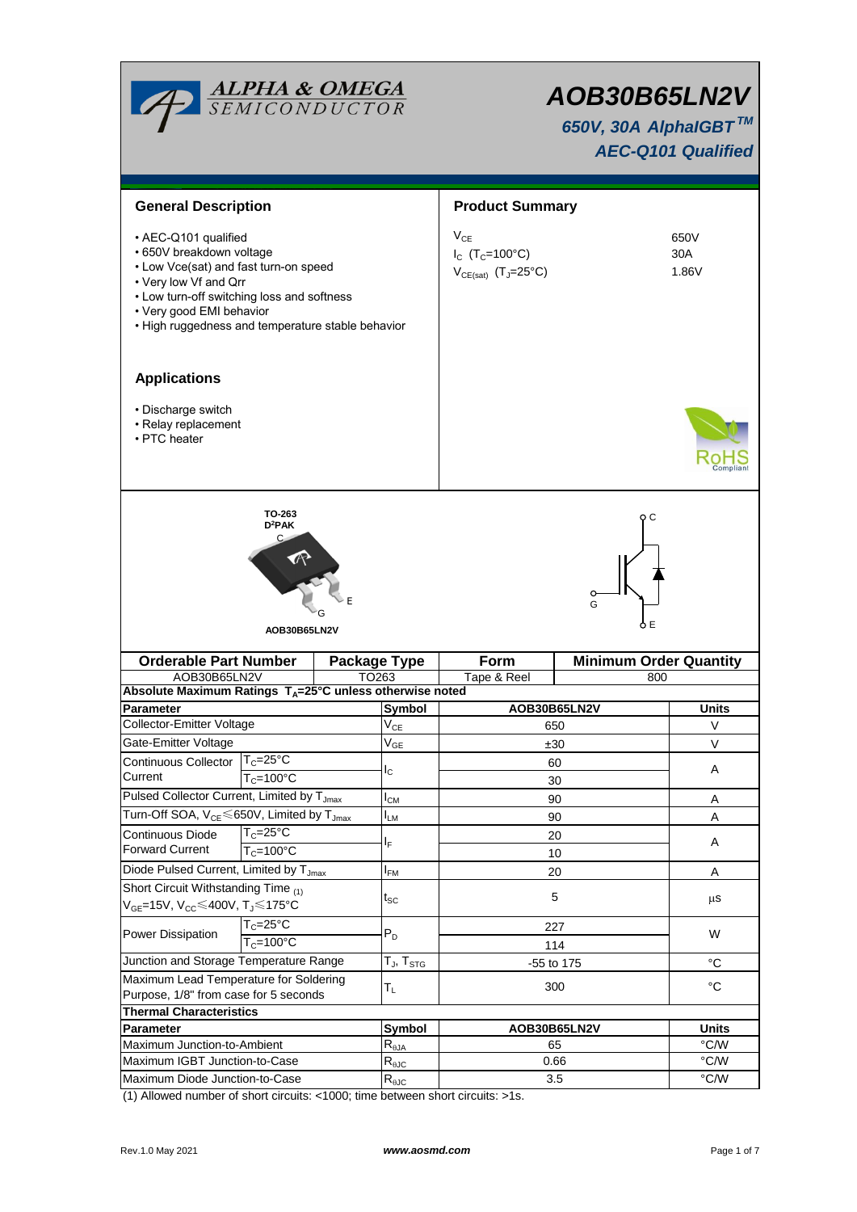# AOB30B65LN2V

## 650V, 30A AlphaIGBT™

## AEC-Q101 Qualified

### General Description

- AEC-Q101 qualified
- 650V breakdown voltage
- Low Vce(sat) and fast turn-on speed
- Very low Vf and Qrr
- Low turn-off switching loss and softness
- Very good EMI behavior
- High ruggedness and temperature stable behavior

### Product Summary

| | |
|---|---|
| $V_{CE}$ | 650V |
| $I_C$ ($T_C$=100°C) | 30A |
| $V_{CE(sat)}$ ($T_J$=25°C) | 1.86V |

### Applications

- Discharge switch
- Relay replacement
- PTC heater

TO-263
D²PAK

AOB30B65LN2V

| Orderable Part Number | Package Type | Form | Minimum Order Quantity |
|---|---|---|---|
| AOB30B65LN2V | TO263 | Tape & Reel | 800 |

**Absolute Maximum Ratings $T_A$=25°C unless otherwise noted**

| Parameter | | Symbol | AOB30B65LN2V | Units |
|---|---|---|---|---|
| Collector-Emitter Voltage | | $V_{CE}$ | 650 | V |
| Gate-Emitter Voltage | | $V_{GE}$ | ±30 | V |
| Continuous Collector Current | $T_C$=25°C | $I_C$ | 60 | A |
| | $T_C$=100°C | | 30 | |
| Pulsed Collector Current, Limited by $T_{Jmax}$ | | $I_{CM}$ | 90 | A |
| Turn-Off SOA, $V_{CE}$≤650V, Limited by $T_{Jmax}$ | | $I_{LM}$ | 90 | A |
| Continuous Diode Forward Current | $T_C$=25°C | $I_F$ | 20 | A |
| | $T_C$=100°C | | 10 | |
| Diode Pulsed Current, Limited by $T_{Jmax}$ | | $I_{FM}$ | 20 | A |
| Short Circuit Withstanding Time (1) $V_{GE}$=15V, $V_{CC}$≤400V, $T_J$≤175°C | | $t_{SC}$ | 5 | µs |
| Power Dissipation | $T_C$=25°C | $P_D$ | 227 | W |
| | $T_C$=100°C | | 114 | |
| Junction and Storage Temperature Range | | $T_J$, $T_{STG}$ | -55 to 175 | °C |
| Maximum Lead Temperature for Soldering Purpose, 1/8" from case for 5 seconds | | $T_L$ | 300 | °C |

**Thermal Characteristics**

| Parameter | Symbol | AOB30B65LN2V | Units |
|---|---|---|---|
| Maximum Junction-to-Ambient | $R_{\theta JA}$ | 65 | °C/W |
| Maximum IGBT Junction-to-Case | $R_{\theta JC}$ | 0.66 | °C/W |
| Maximum Diode Junction-to-Case | $R_{\theta JC}$ | 3.5 | °C/W |

(1) Allowed number of short circuits: <1000; time between short circuits: >1s.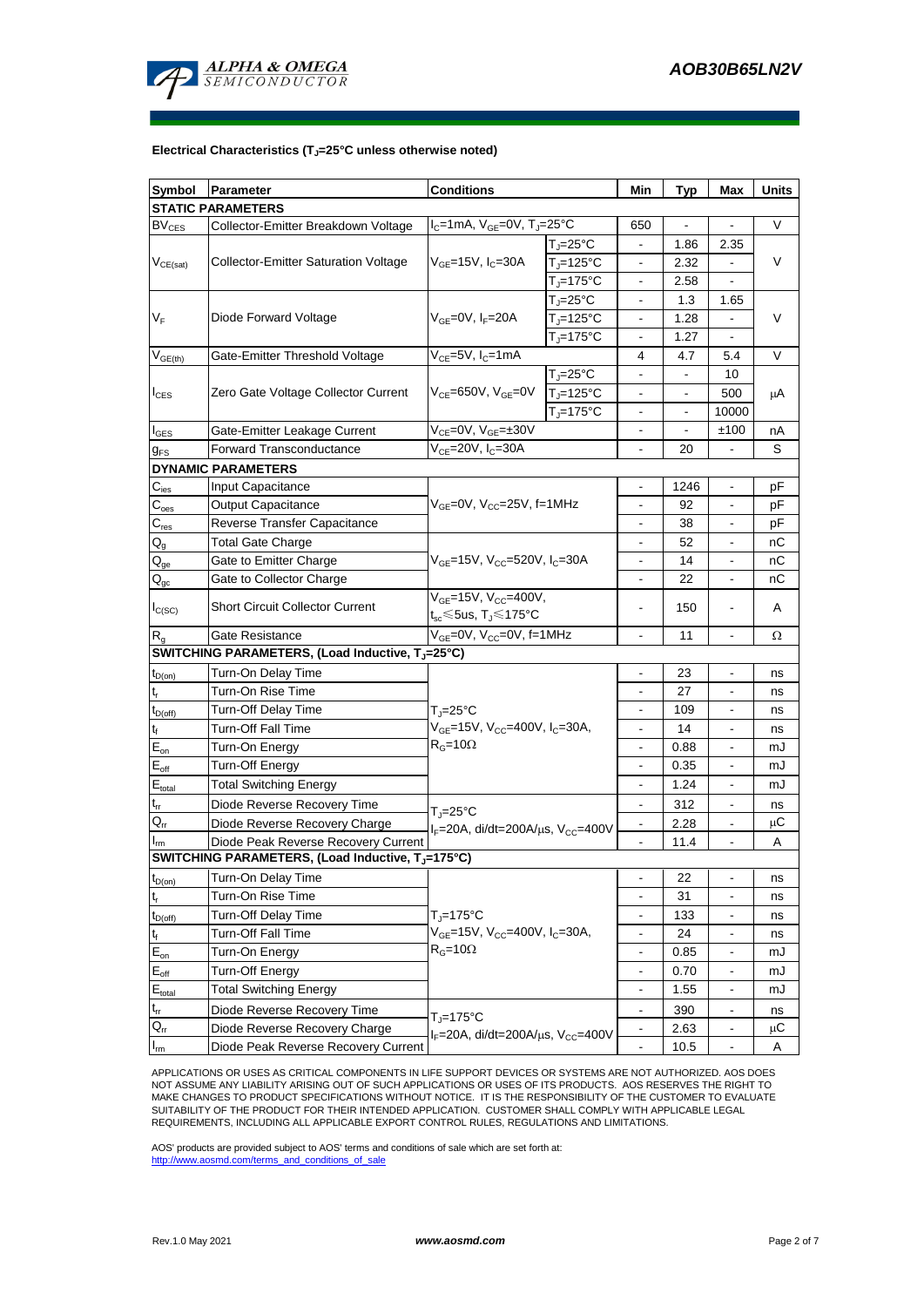**Electrical Characteristics ($T_J$=25°C unless otherwise noted)**

| Symbol | Parameter | Conditions | | Min | Typ | Max | Units |
|---|---|---|---|---|---|---|---|
| **STATIC PARAMETERS** | | | | | | | |
| $BV_{CES}$ | Collector-Emitter Breakdown Voltage | $I_C$=1mA, $V_{GE}$=0V, $T_J$=25°C | | 650 | - | - | V |
| $V_{CE(sat)}$ | Collector-Emitter Saturation Voltage | $V_{GE}$=15V, $I_C$=30A | $T_J$=25°C | - | 1.86 | 2.35 | V |
| | | | $T_J$=125°C | - | 2.32 | - | |
| | | | $T_J$=175°C | - | 2.58 | - | |
| $V_F$ | Diode Forward Voltage | $V_{GE}$=0V, $I_F$=20A | $T_J$=25°C | - | 1.3 | 1.65 | V |
| | | | $T_J$=125°C | - | 1.28 | - | |
| | | | $T_J$=175°C | - | 1.27 | - | |
| $V_{GE(th)}$ | Gate-Emitter Threshold Voltage | $V_{CE}$=5V, $I_C$=1mA | | 4 | 4.7 | 5.4 | V |
| $I_{CES}$ | Zero Gate Voltage Collector Current | $V_{CE}$=650V, $V_{GE}$=0V | $T_J$=25°C | - | - | 10 | μA |
| | | | $T_J$=125°C | - | - | 500 | |
| | | | $T_J$=175°C | - | - | 10000 | |
| $I_{GES}$ | Gate-Emitter Leakage Current | $V_{CE}$=0V, $V_{GE}$=±30V | | - | - | ±100 | nA |
| $g_{FS}$ | Forward Transconductance | $V_{CE}$=20V, $I_C$=30A | | - | 20 | - | S |
| **DYNAMIC PARAMETERS** | | | | | | | |
| $C_{ies}$ | Input Capacitance | $V_{GE}$=0V, $V_{CC}$=25V, f=1MHz | | - | 1246 | - | pF |
| $C_{oes}$ | Output Capacitance | | | - | 92 | - | pF |
| $C_{res}$ | Reverse Transfer Capacitance | | | - | 38 | - | pF |
| $Q_g$ | Total Gate Charge | $V_{GE}$=15V, $V_{CC}$=520V, $I_C$=30A | | - | 52 | - | nC |
| $Q_{ge}$ | Gate to Emitter Charge | | | - | 14 | - | nC |
| $Q_{gc}$ | Gate to Collector Charge | | | - | 22 | - | nC |
| $I_{C(SC)}$ | Short Circuit Collector Current | $V_{GE}$=15V, $V_{CC}$=400V, $t_{sc}$≤5us, $T_J$≤175°C | | - | 150 | - | A |
| $R_g$ | Gate Resistance | $V_{GE}$=0V, $V_{CC}$=0V, f=1MHz | | - | 11 | - | Ω |
| **SWITCHING PARAMETERS, (Load Inductive, $T_J$=25°C)** | | | | | | | |
| $t_{D(on)}$ | Turn-On Delay Time | $T_J$=25°C, $V_{GE}$=15V, $V_{CC}$=400V, $I_C$=30A, $R_G$=10Ω | | - | 23 | - | ns |
| $t_r$ | Turn-On Rise Time | | | - | 27 | - | ns |
| $t_{D(off)}$ | Turn-Off Delay Time | | | - | 109 | - | ns |
| $t_f$ | Turn-Off Fall Time | | | - | 14 | - | ns |
| $E_{on}$ | Turn-On Energy | | | - | 0.88 | - | mJ |
| $E_{off}$ | Turn-Off Energy | | | - | 0.35 | - | mJ |
| $E_{total}$ | Total Switching Energy | | | - | 1.24 | - | mJ |
| $t_{rr}$ | Diode Reverse Recovery Time | $T_J$=25°C, $I_F$=20A, di/dt=200A/μs, $V_{CC}$=400V | | - | 312 | - | ns |
| $Q_{rr}$ | Diode Reverse Recovery Charge | | | - | 2.28 | - | μC |
| $I_{rm}$ | Diode Peak Reverse Recovery Current | | | - | 11.4 | - | A |
| **SWITCHING PARAMETERS, (Load Inductive, $T_J$=175°C)** | | | | | | | |
| $t_{D(on)}$ | Turn-On Delay Time | $T_J$=175°C, $V_{GE}$=15V, $V_{CC}$=400V, $I_C$=30A, $R_G$=10Ω | | - | 22 | - | ns |
| $t_r$ | Turn-On Rise Time | | | - | 31 | - | ns |
| $t_{D(off)}$ | Turn-Off Delay Time | | | - | 133 | - | ns |
| $t_f$ | Turn-Off Fall Time | | | - | 24 | - | ns |
| $E_{on}$ | Turn-On Energy | | | - | 0.85 | - | mJ |
| $E_{off}$ | Turn-Off Energy | | | - | 0.70 | - | mJ |
| $E_{total}$ | Total Switching Energy | | | - | 1.55 | - | mJ |
| $t_{rr}$ | Diode Reverse Recovery Time | $T_J$=175°C, $I_F$=20A, di/dt=200A/μs, $V_{CC}$=400V | | - | 390 | - | ns |
| $Q_{rr}$ | Diode Reverse Recovery Charge | | | - | 2.63 | - | μC |
| $I_{rm}$ | Diode Peak Reverse Recovery Current | | | - | 10.5 | - | A |

APPLICATIONS OR USES AS CRITICAL COMPONENTS IN LIFE SUPPORT DEVICES OR SYSTEMS ARE NOT AUTHORIZED. AOS DOES NOT ASSUME ANY LIABILITY ARISING OUT OF SUCH APPLICATIONS OR USES OF ITS PRODUCTS. AOS RESERVES THE RIGHT TO MAKE CHANGES TO PRODUCT SPECIFICATIONS WITHOUT NOTICE. IT IS THE RESPONSIBILITY OF THE CUSTOMER TO EVALUATE SUITABILITY OF THE PRODUCT FOR THEIR INTENDED APPLICATION. CUSTOMER SHALL COMPLY WITH APPLICABLE LEGAL REQUIREMENTS, INCLUDING ALL APPLICABLE EXPORT CONTROL RULES, REGULATIONS AND LIMITATIONS.

AOS' products are provided subject to AOS' terms and conditions of sale which are set forth at:
http://www.aosmd.com/terms_and_conditions_of_sale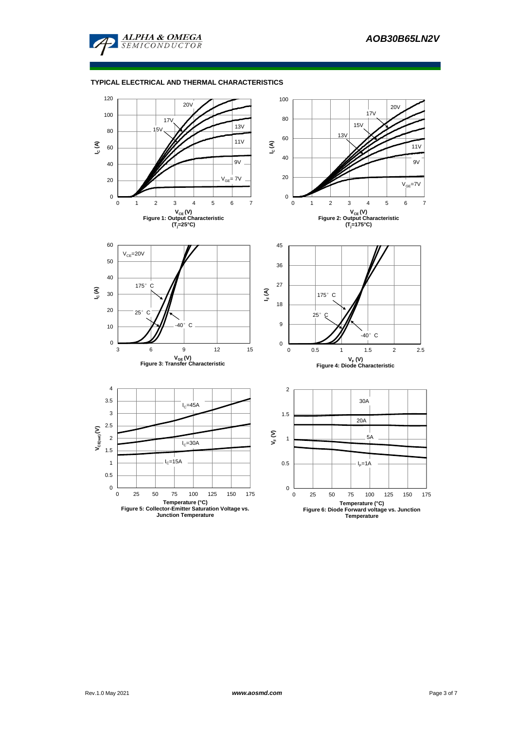## TYPICAL ELECTRICAL AND THERMAL CHARACTERISTICS

Figure 1: Output Characteristic ($T_j$=25°C)

Figure 2: Output Characteristic ($T_j$=175°C)

Figure 3: Transfer Characteristic

Figure 4: Diode Characteristic

Figure 5: Collector-Emitter Saturation Voltage vs. Junction Temperature

Figure 6: Diode Forward voltage vs. Junction Temperature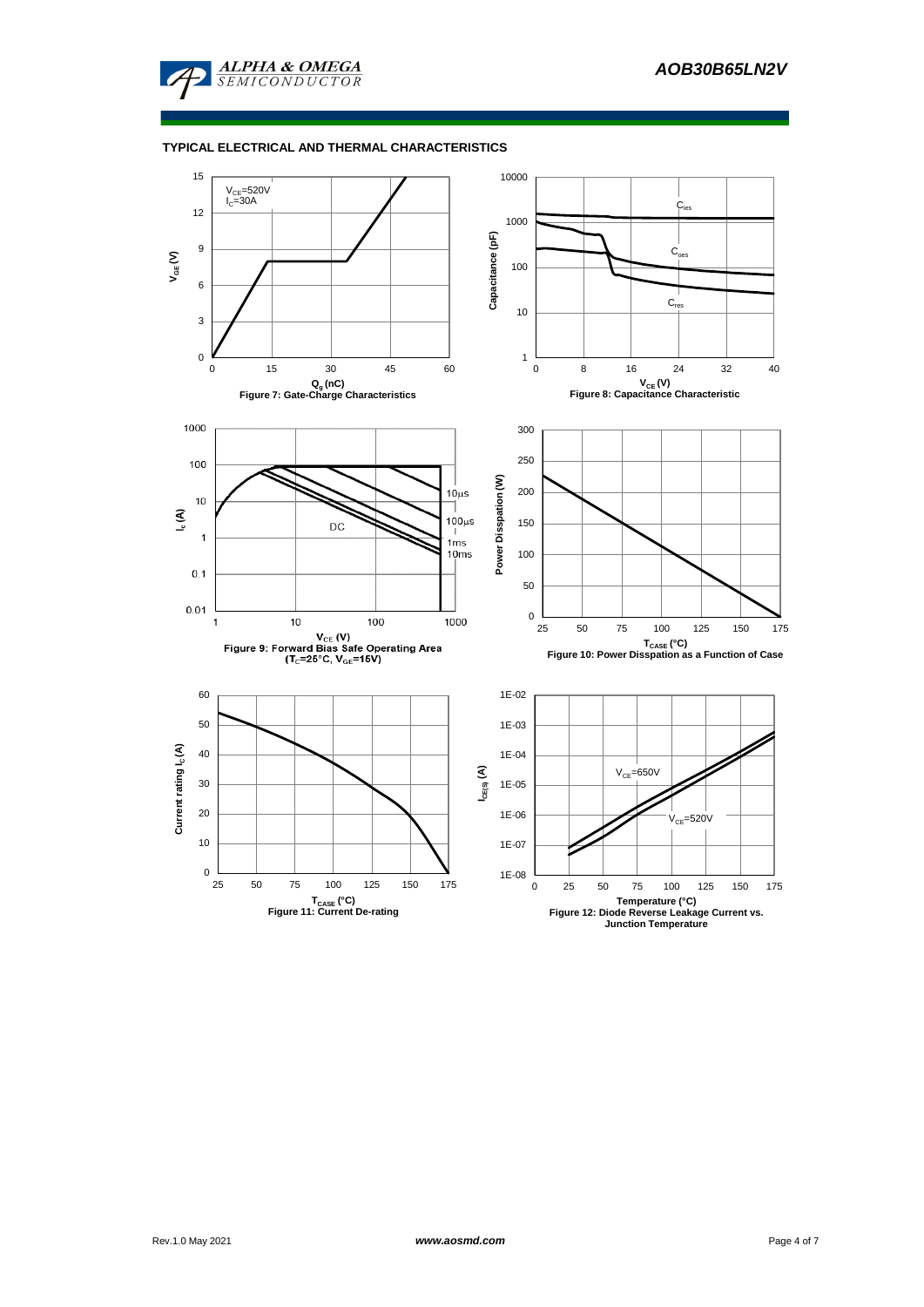## TYPICAL ELECTRICAL AND THERMAL CHARACTERISTICS

$V_{CE}$=520V
$I_C$=30A

Figure 7: Gate-Charge Characteristics

Figure 8: Capacitance Characteristic

Figure 9: Forward Bias Safe Operating Area ($T_C$=25°C, $V_{GE}$=15V)

Figure 10: Power Disspation as a Function of Case

Figure 11: Current De-rating

Figure 12: Diode Reverse Leakage Current vs. Junction Temperature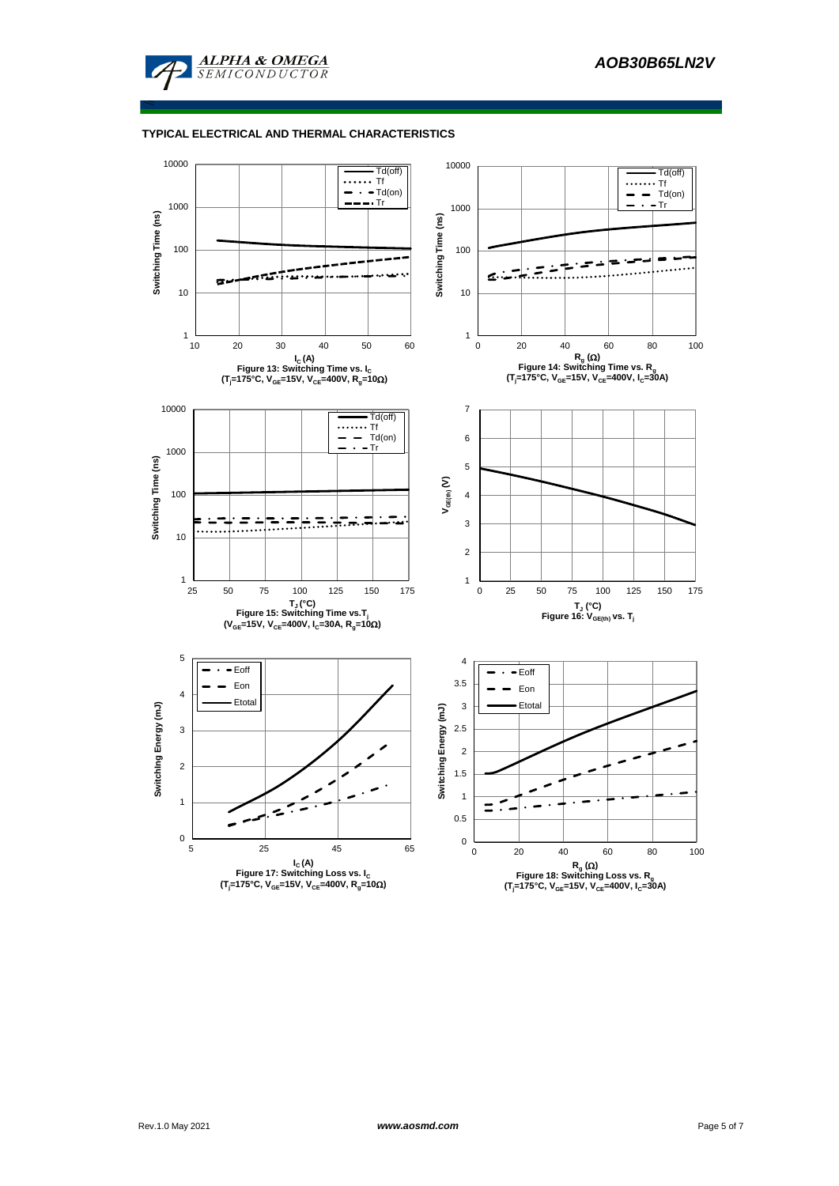## TYPICAL ELECTRICAL AND THERMAL CHARACTERISTICS

Figure 13: Switching Time vs. $I_C$
($T_j$=175°C, $V_{GE}$=15V, $V_{CE}$=400V, $R_g$=10Ω)

Figure 14: Switching Time vs. $R_g$
($T_j$=175°C, $V_{GE}$=15V, $V_{CE}$=400V, $I_C$=30A)

Figure 15: Switching Time vs. $T_j$
($V_{GE}$=15V, $V_{CE}$=400V, $I_C$=30A, $R_g$=10Ω)

Figure 16: $V_{GE(th)}$ vs. $T_j$

Figure 17: Switching Loss vs. $I_C$
($T_j$=175°C, $V_{GE}$=15V, $V_{CE}$=400V, $R_g$=10Ω)

Figure 18: Switching Loss vs. $R_g$
($T_j$=175°C, $V_{GE}$=15V, $V_{CE}$=400V, $I_C$=30A)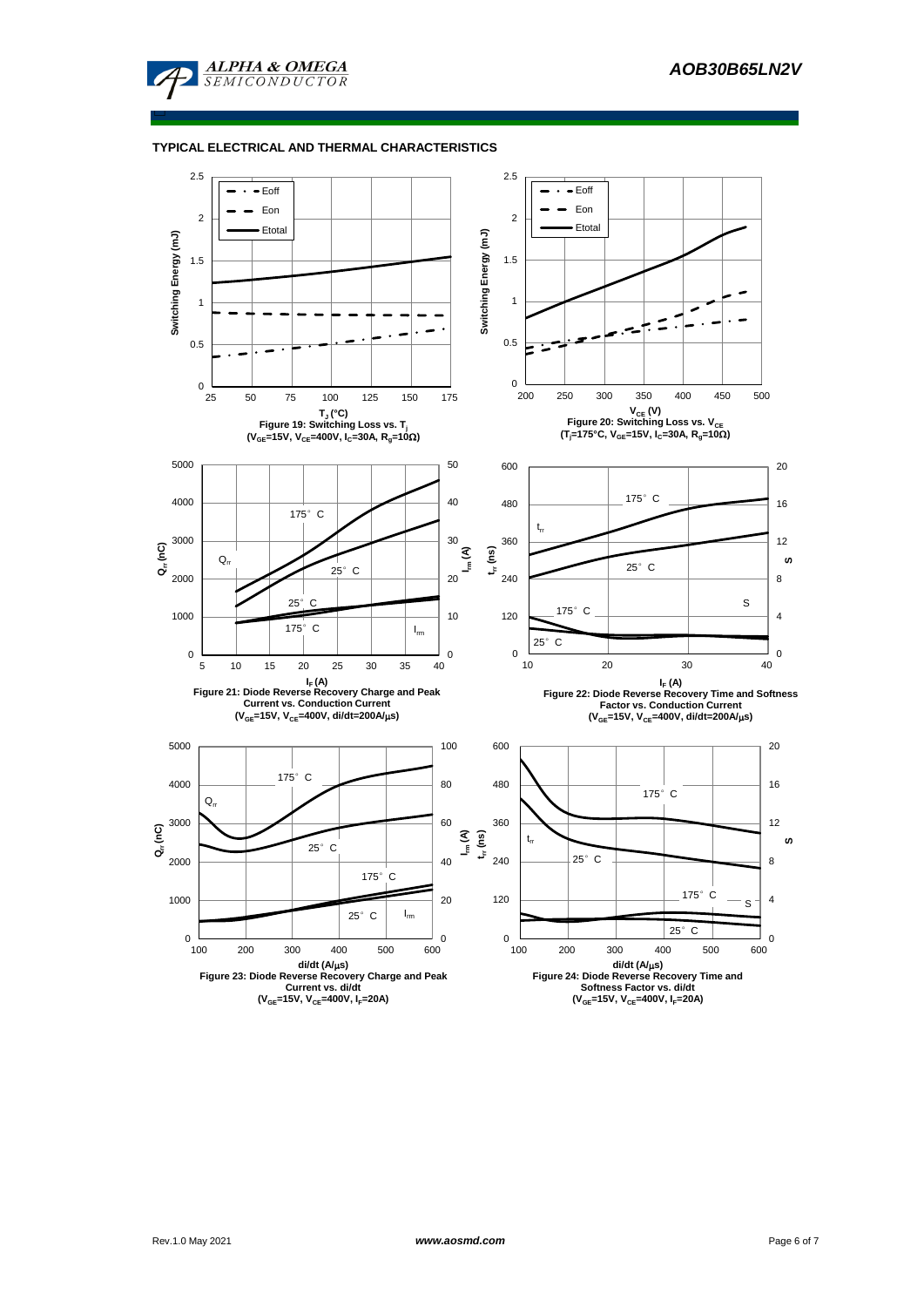## TYPICAL ELECTRICAL AND THERMAL CHARACTERISTICS

Figure 19: Switching Loss vs. $T_J$
($V_{GE}$=15V, $V_{CE}$=400V, $I_C$=30A, $R_g$=10Ω)

Figure 20: Switching Loss vs. $V_{CE}$
($T_J$=175°C, $V_{GE}$=15V, $I_C$=30A, $R_g$=10Ω)

Figure 21: Diode Reverse Recovery Charge and Peak Current vs. Conduction Current
($V_{GE}$=15V, $V_{CE}$=400V, di/dt=200A/μs)

Figure 22: Diode Reverse Recovery Time and Softness Factor vs. Conduction Current
($V_{GE}$=15V, $V_{CE}$=400V, di/dt=200A/μs)

Figure 23: Diode Reverse Recovery Charge and Peak Current vs. di/dt
($V_{GE}$=15V, $V_{CE}$=400V, $I_F$=20A)

Figure 24: Diode Reverse Recovery Time and Softness Factor vs. di/dt
($V_{GE}$=15V, $V_{CE}$=400V, $I_F$=20A)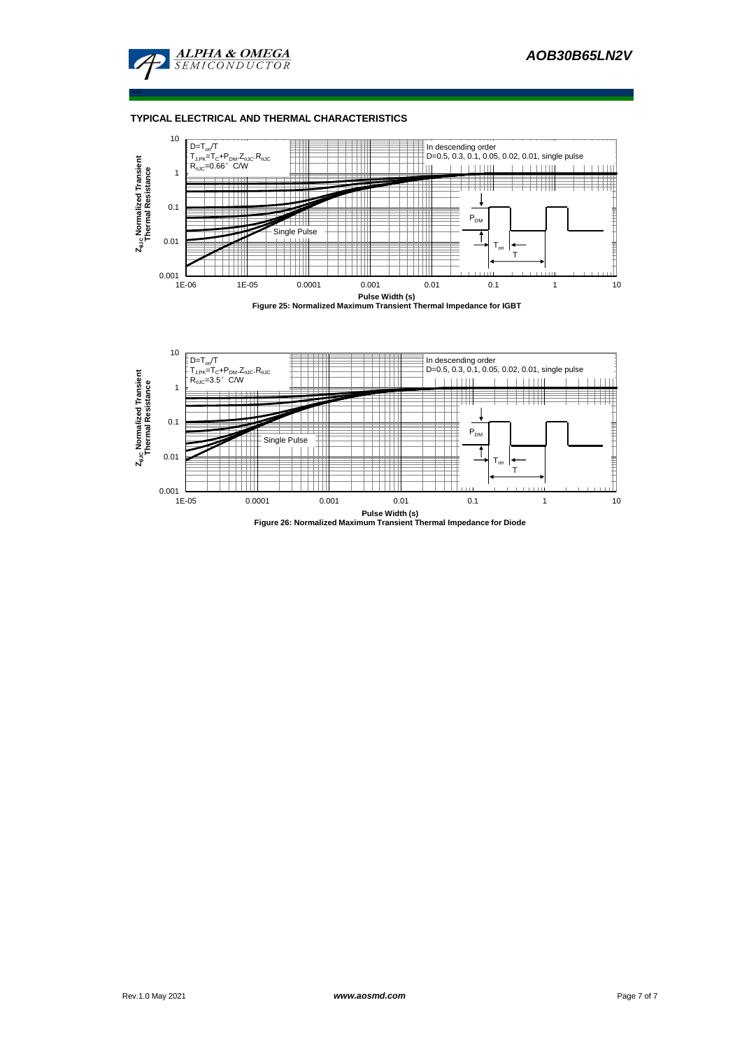## TYPICAL ELECTRICAL AND THERMAL CHARACTERISTICS

$D=T_{on}/T$
$T_{J,PK}=T_C+P_{DM}.Z_{\theta JC}.R_{\theta JC}$
$R_{\theta JC}=0.66°C/W$

In descending order
D=0.5, 0.3, 0.1, 0.05, 0.02, 0.01, single pulse

Single Pulse

$P_{DM}$

$T_{on}$

T

$Z_{\theta JC}$ Normalized Transient Thermal Resistance

10
1
0.1
0.01
0.001

1E-06
1E-05
0.0001
0.001
0.01
0.1
1
10

Pulse Width (s)

Figure 25: Normalized Maximum Transient Thermal Impedance for IGBT

$D=T_{on}/T$
$T_{J,PK}=T_C+P_{DM}.Z_{\theta JC}.R_{\theta JC}$
$R_{\theta JC}=3.5°C/W$

In descending order
D=0.5, 0.3, 0.1, 0.05, 0.02, 0.01, single pulse

Single Pulse

$P_{DM}$

$T_{on}$

T

$Z_{\theta JC}$ Normalized Transient Thermal Resistance

10
1
0.1
0.01
0.001

1E-05
0.0001
0.001
0.01
0.1
1
10

Pulse Width (s)

Figure 26: Normalized Maximum Transient Thermal Impedance for Diode